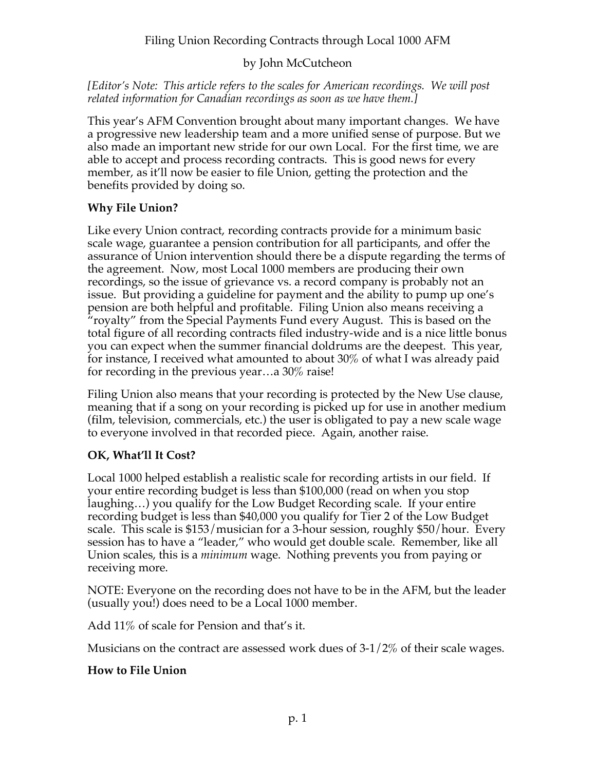# Filing Union Recording Contracts through Local 1000 AFM

by John McCutcheon

*[Editor's Note: This article refers to the scales for American recordings. We will post related information for Canadian recordings as soon as we have them.]*

This year's AFM Convention brought about many important changes. We have a progressive new leadership team and a more unified sense of purpose. But we also made an important new stride for our own Local. For the first time, we are able to accept and process recording contracts. This is good news for every member, as it'll now be easier to file Union, getting the protection and the benefits provided by doing so.

## Why File Union?

Like every Union contract, recording contracts provide for a minimum basic scale wage, guarantee a pension contribution for all participants, and offer the assurance of Union intervention should there be a dispute regarding the terms of the agreement. Now, most Local 1000 members are producing their own recordings, so the issue of grievance vs. a record company is probably not an issue. But providing a guideline for payment and the ability to pump up one's pension are both helpful and profitable. Filing Union also means receiving a "royalty" from the Special Payments Fund every August. This is based on the total figure of all recording contracts filed industry-wide and is a nice little bonus you can expect when the summer financial doldrums are the deepest. This year, for instance, I received what amounted to about 30% of what I was already paid for recording in the previous year…a 30% raise!

Filing Union also means that your recording is protected by the New Use clause, meaning that if a song on your recording is picked up for use in another medium (film, television, commercials, etc.) the user is obligated to pay a new scale wage to everyone involved in that recorded piece. Again, another raise.

## OK, What'll It Cost?

Local 1000 helped establish a realistic scale for recording artists in our field. If your entire recording budget is less than $100,000 (read on when you stop laughing…) you qualify for the Low Budget Recording scale. If your entire recording budget is less than $40,000 you qualify for Tier 2 of the Low Budget scale. This scale is $153/musician for a 3-hour session, roughly $50/hour. Every session has to have a "leader," who would get double scale. Remember, like all Union scales, this is a *minimum* wage. Nothing prevents you from paying or receiving more.

NOTE: Everyone on the recording does not have to be in the AFM, but the leader (usually you!) does need to be a Local 1000 member.

Add 11% of scale for Pension and that's it.

Musicians on the contract are assessed work dues of 3-1/2% of their scale wages.

## How to File Union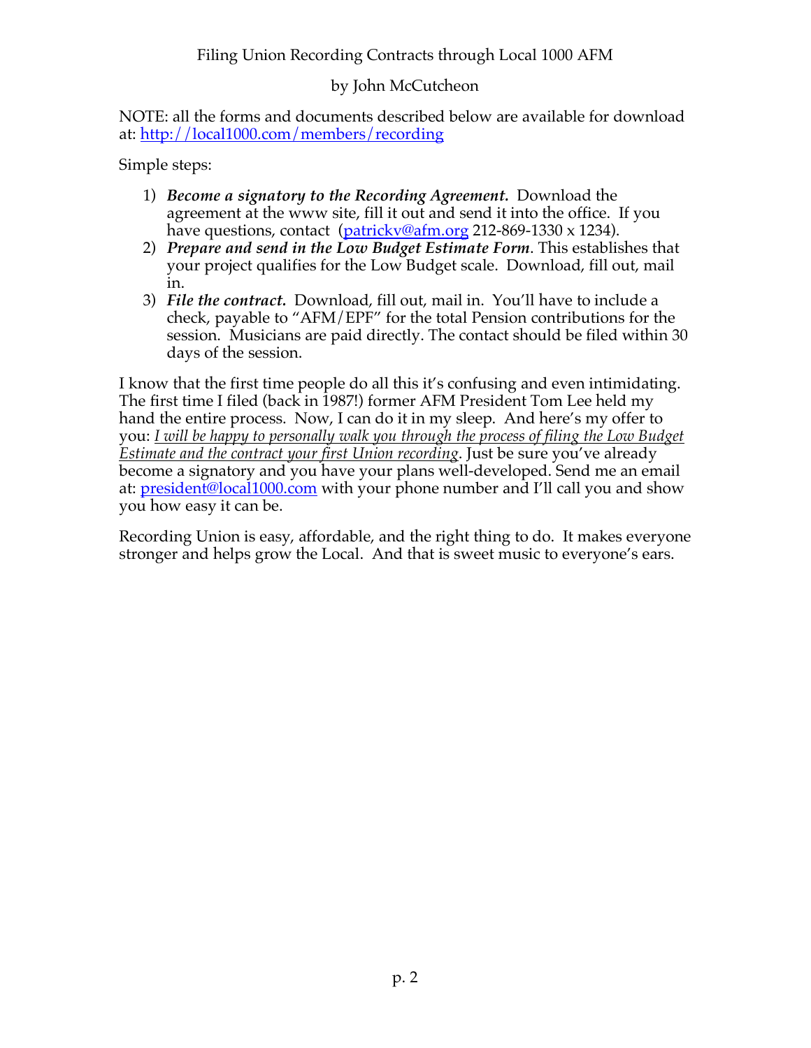Filing Union Recording Contracts through Local 1000 AFM

by John McCutcheon

NOTE: all the forms and documents described below are available for download at: [http://local1000.com/members/recording](http://local1000.com/members/recording)

Simple steps:

1) ***Become a signatory to the Recording Agreement.*** Download the agreement at the www site, fill it out and send it into the office. If you have questions, contact ([patrickv@afm.org](mailto:patrickv@afm.org) 212-869-1330 x 1234).
2) ***Prepare and send in the Low Budget Estimate Form***. This establishes that your project qualifies for the Low Budget scale. Download, fill out, mail in.
3) ***File the contract.*** Download, fill out, mail in. You'll have to include a check, payable to "AFM/EPF" for the total Pension contributions for the session. Musicians are paid directly. The contact should be filed within 30 days of the session.

I know that the first time people do all this it's confusing and even intimidating. The first time I filed (back in 1987!) former AFM President Tom Lee held my hand the entire process. Now, I can do it in my sleep. And here's my offer to you: *I will be happy to personally walk you through the process of filing the Low Budget Estimate and the contract your first Union recording*. Just be sure you've already become a signatory and you have your plans well-developed. Send me an email at: [president@local1000.com](mailto:president@local1000.com) with your phone number and I'll call you and show you how easy it can be.

Recording Union is easy, affordable, and the right thing to do. It makes everyone stronger and helps grow the Local. And that is sweet music to everyone's ears.